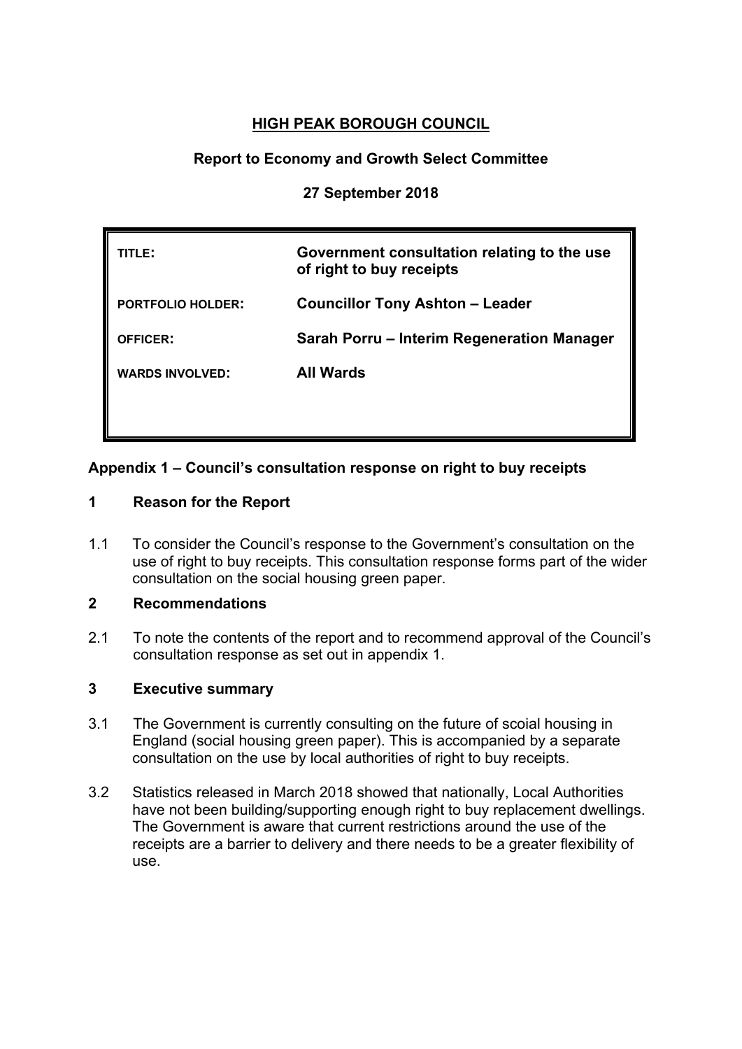# HIGH PEAK BOROUGH COUNCIL

## Report to Economy and Growth Select Committee

## 27 September 2018

| | |
|---|---|
| **TITLE:** | **Government consultation relating to the use of right to buy receipts** |
| **PORTFOLIO HOLDER:** | **Councillor Tony Ashton – Leader** |
| **OFFICER:** | **Sarah Porru – Interim Regeneration Manager** |
| **WARDS INVOLVED:** | **All Wards** |

**Appendix 1 – Council's consultation response on right to buy receipts**

### 1 Reason for the Report

1.1 To consider the Council's response to the Government's consultation on the use of right to buy receipts. This consultation response forms part of the wider consultation on the social housing green paper.

### 2 Recommendations

2.1 To note the contents of the report and to recommend approval of the Council's consultation response as set out in appendix 1.

### 3 Executive summary

3.1 The Government is currently consulting on the future of scoial housing in England (social housing green paper). This is accompanied by a separate consultation on the use by local authorities of right to buy receipts.

3.2 Statistics released in March 2018 showed that nationally, Local Authorities have not been building/supporting enough right to buy replacement dwellings. The Government is aware that current restrictions around the use of the receipts are a barrier to delivery and there needs to be a greater flexibility of use.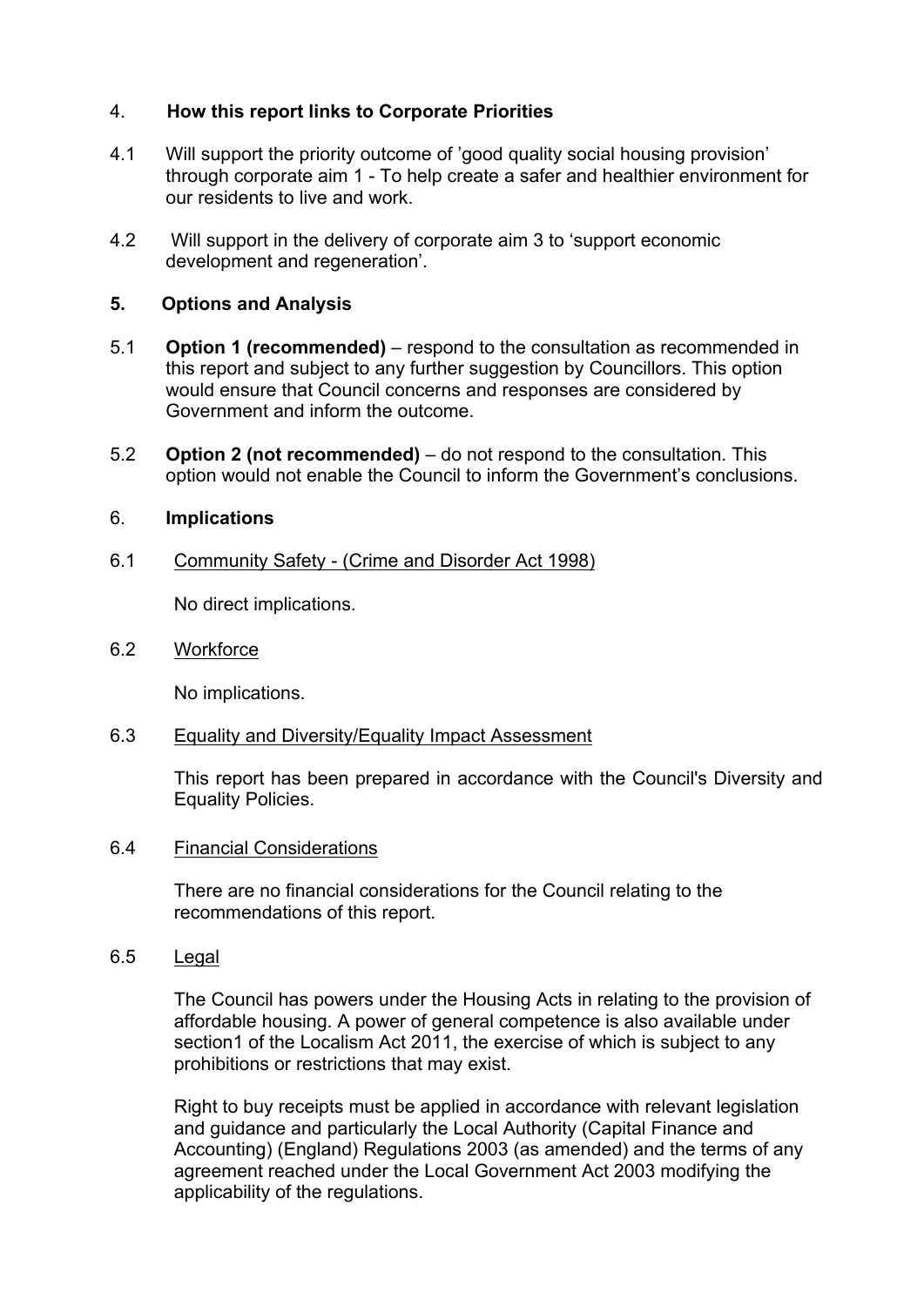## 4. How this report links to Corporate Priorities

4.1 Will support the priority outcome of 'good quality social housing provision' through corporate aim 1 - To help create a safer and healthier environment for our residents to live and work.

4.2 Will support in the delivery of corporate aim 3 to 'support economic development and regeneration'.

## 5. Options and Analysis

5.1 **Option 1 (recommended)** – respond to the consultation as recommended in this report and subject to any further suggestion by Councillors. This option would ensure that Council concerns and responses are considered by Government and inform the outcome.

5.2 **Option 2 (not recommended)** – do not respond to the consultation. This option would not enable the Council to inform the Government's conclusions.

## 6. Implications

### 6.1 Community Safety - (Crime and Disorder Act 1998)

No direct implications.

### 6.2 Workforce

No implications.

### 6.3 Equality and Diversity/Equality Impact Assessment

This report has been prepared in accordance with the Council's Diversity and Equality Policies.

### 6.4 Financial Considerations

There are no financial considerations for the Council relating to the recommendations of this report.

### 6.5 Legal

The Council has powers under the Housing Acts in relating to the provision of affordable housing. A power of general competence is also available under section1 of the Localism Act 2011, the exercise of which is subject to any prohibitions or restrictions that may exist.

Right to buy receipts must be applied in accordance with relevant legislation and guidance and particularly the Local Authority (Capital Finance and Accounting) (England) Regulations 2003 (as amended) and the terms of any agreement reached under the Local Government Act 2003 modifying the applicability of the regulations.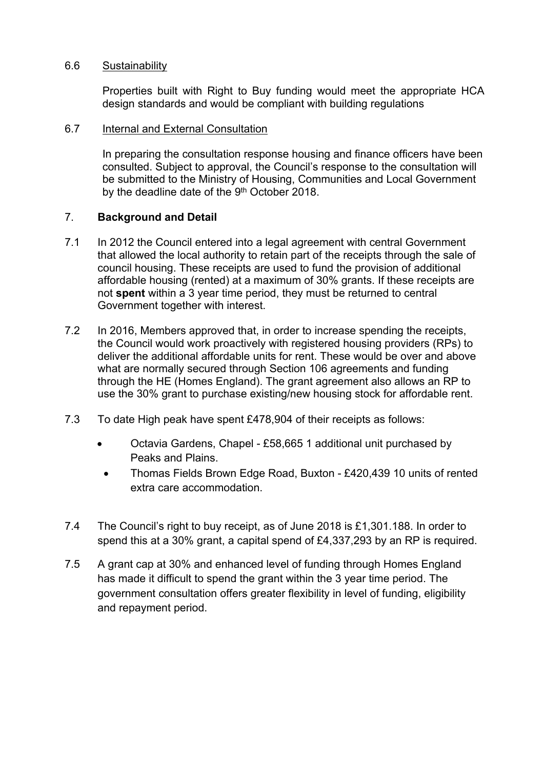6.6 Sustainability

Properties built with Right to Buy funding would meet the appropriate HCA design standards and would be compliant with building regulations

6.7 Internal and External Consultation

In preparing the consultation response housing and finance officers have been consulted. Subject to approval, the Council's response to the consultation will be submitted to the Ministry of Housing, Communities and Local Government by the deadline date of the 9th October 2018.

## 7. Background and Detail

7.1 In 2012 the Council entered into a legal agreement with central Government that allowed the local authority to retain part of the receipts through the sale of council housing. These receipts are used to fund the provision of additional affordable housing (rented) at a maximum of 30% grants. If these receipts are not **spent** within a 3 year time period, they must be returned to central Government together with interest.

7.2 In 2016, Members approved that, in order to increase spending the receipts, the Council would work proactively with registered housing providers (RPs) to deliver the additional affordable units for rent. These would be over and above what are normally secured through Section 106 agreements and funding through the HE (Homes England). The grant agreement also allows an RP to use the 30% grant to purchase existing/new housing stock for affordable rent.

7.3 To date High peak have spent £478,904 of their receipts as follows:

- Octavia Gardens, Chapel - £58,665 1 additional unit purchased by Peaks and Plains.
- Thomas Fields Brown Edge Road, Buxton - £420,439 10 units of rented extra care accommodation.

7.4 The Council's right to buy receipt, as of June 2018 is £1,301.188. In order to spend this at a 30% grant, a capital spend of £4,337,293 by an RP is required.

7.5 A grant cap at 30% and enhanced level of funding through Homes England has made it difficult to spend the grant within the 3 year time period. The government consultation offers greater flexibility in level of funding, eligibility and repayment period.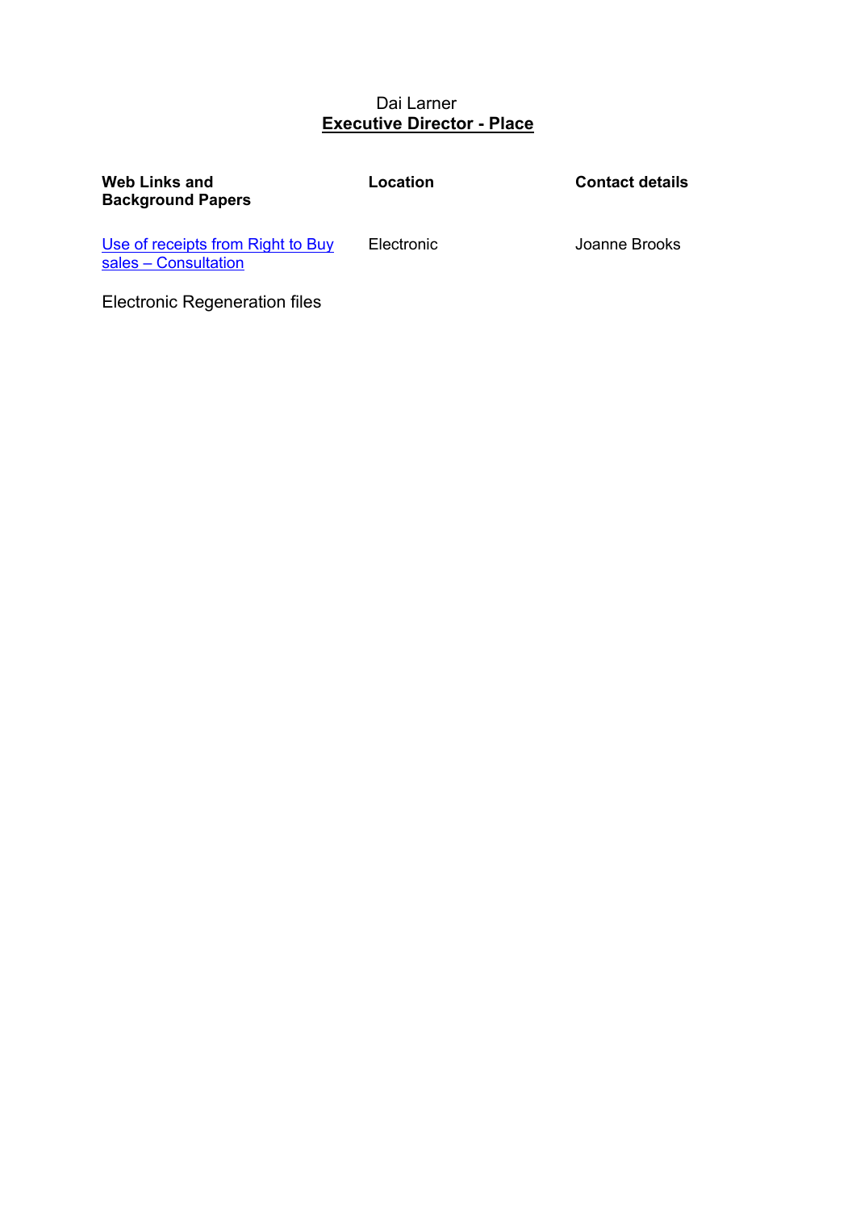Dai Larner
**Executive Director - Place**

| **Web Links and Background Papers** | **Location** | **Contact details** |
|---|---|---|
| Use of receipts from Right to Buy sales – Consultation | Electronic | Joanne Brooks |

Electronic Regeneration files